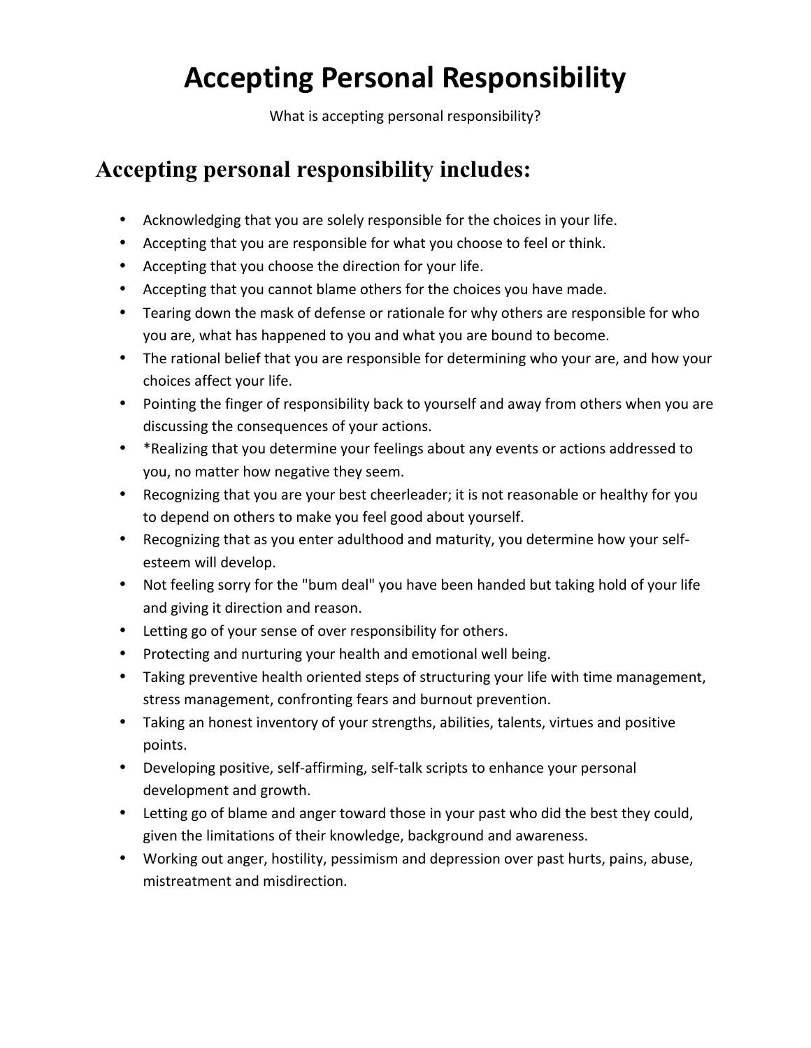# Accepting Personal Responsibility

What is accepting personal responsibility?

## Accepting personal responsibility includes:

- Acknowledging that you are solely responsible for the choices in your life.
- Accepting that you are responsible for what you choose to feel or think.
- Accepting that you choose the direction for your life.
- Accepting that you cannot blame others for the choices you have made.
- Tearing down the mask of defense or rationale for why others are responsible for who you are, what has happened to you and what you are bound to become.
- The rational belief that you are responsible for determining who your are, and how your choices affect your life.
- Pointing the finger of responsibility back to yourself and away from others when you are discussing the consequences of your actions.
- *Realizing that you determine your feelings about any events or actions addressed to you, no matter how negative they seem.
- Recognizing that you are your best cheerleader; it is not reasonable or healthy for you to depend on others to make you feel good about yourself.
- Recognizing that as you enter adulthood and maturity, you determine how your self-esteem will develop.
- Not feeling sorry for the "bum deal" you have been handed but taking hold of your life and giving it direction and reason.
- Letting go of your sense of over responsibility for others.
- Protecting and nurturing your health and emotional well being.
- Taking preventive health oriented steps of structuring your life with time management, stress management, confronting fears and burnout prevention.
- Taking an honest inventory of your strengths, abilities, talents, virtues and positive points.
- Developing positive, self-affirming, self-talk scripts to enhance your personal development and growth.
- Letting go of blame and anger toward those in your past who did the best they could, given the limitations of their knowledge, background and awareness.
- Working out anger, hostility, pessimism and depression over past hurts, pains, abuse, mistreatment and misdirection.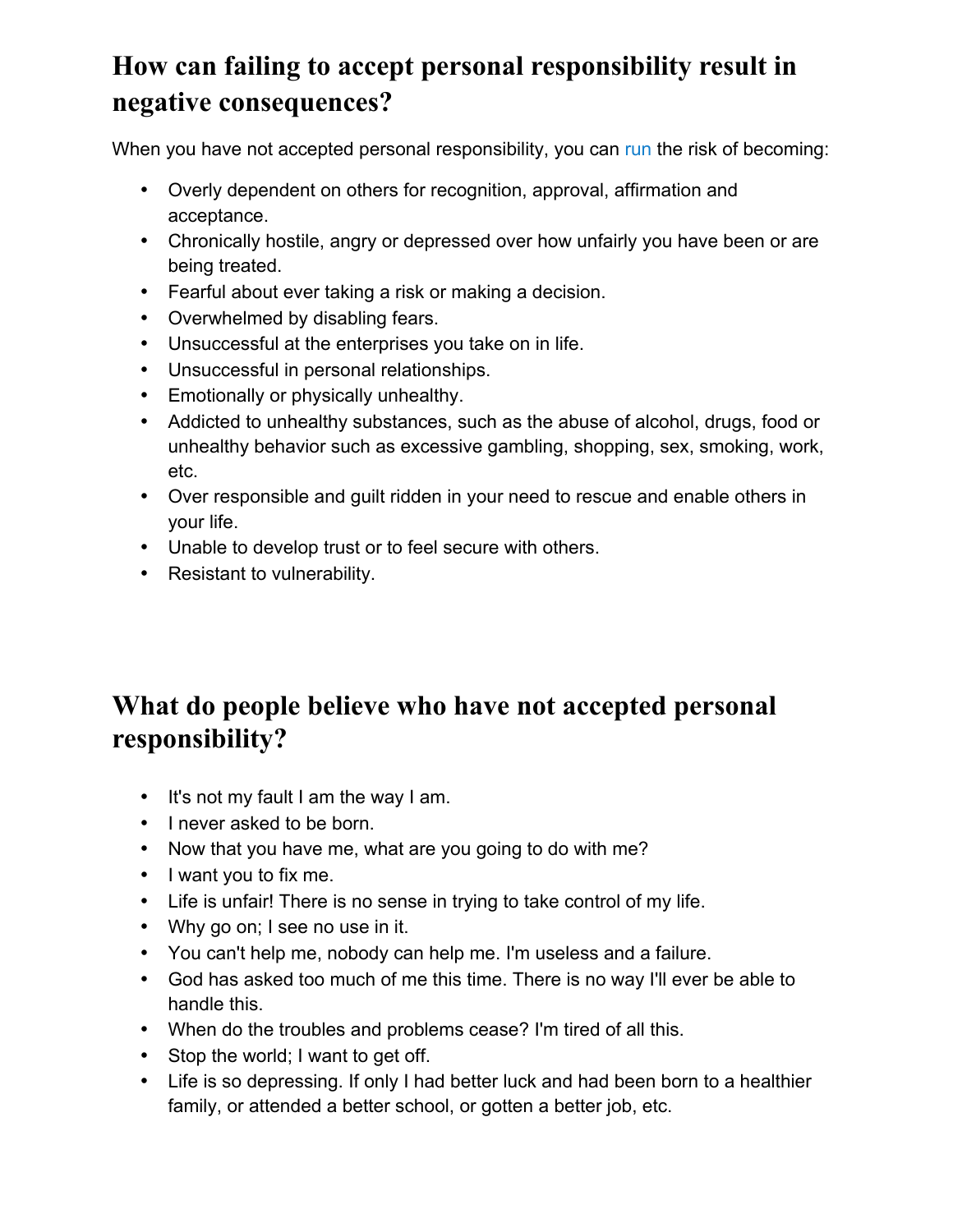## How can failing to accept personal responsibility result in negative consequences?

When you have not accepted personal responsibility, you can run the risk of becoming:

- Overly dependent on others for recognition, approval, affirmation and acceptance.
- Chronically hostile, angry or depressed over how unfairly you have been or are being treated.
- Fearful about ever taking a risk or making a decision.
- Overwhelmed by disabling fears.
- Unsuccessful at the enterprises you take on in life.
- Unsuccessful in personal relationships.
- Emotionally or physically unhealthy.
- Addicted to unhealthy substances, such as the abuse of alcohol, drugs, food or unhealthy behavior such as excessive gambling, shopping, sex, smoking, work, etc.
- Over responsible and guilt ridden in your need to rescue and enable others in your life.
- Unable to develop trust or to feel secure with others.
- Resistant to vulnerability.

## What do people believe who have not accepted personal responsibility?

- It's not my fault I am the way I am.
- I never asked to be born.
- Now that you have me, what are you going to do with me?
- I want you to fix me.
- Life is unfair! There is no sense in trying to take control of my life.
- Why go on; I see no use in it.
- You can't help me, nobody can help me. I'm useless and a failure.
- God has asked too much of me this time. There is no way I'll ever be able to handle this.
- When do the troubles and problems cease? I'm tired of all this.
- Stop the world; I want to get off.
- Life is so depressing. If only I had better luck and had been born to a healthier family, or attended a better school, or gotten a better job, etc.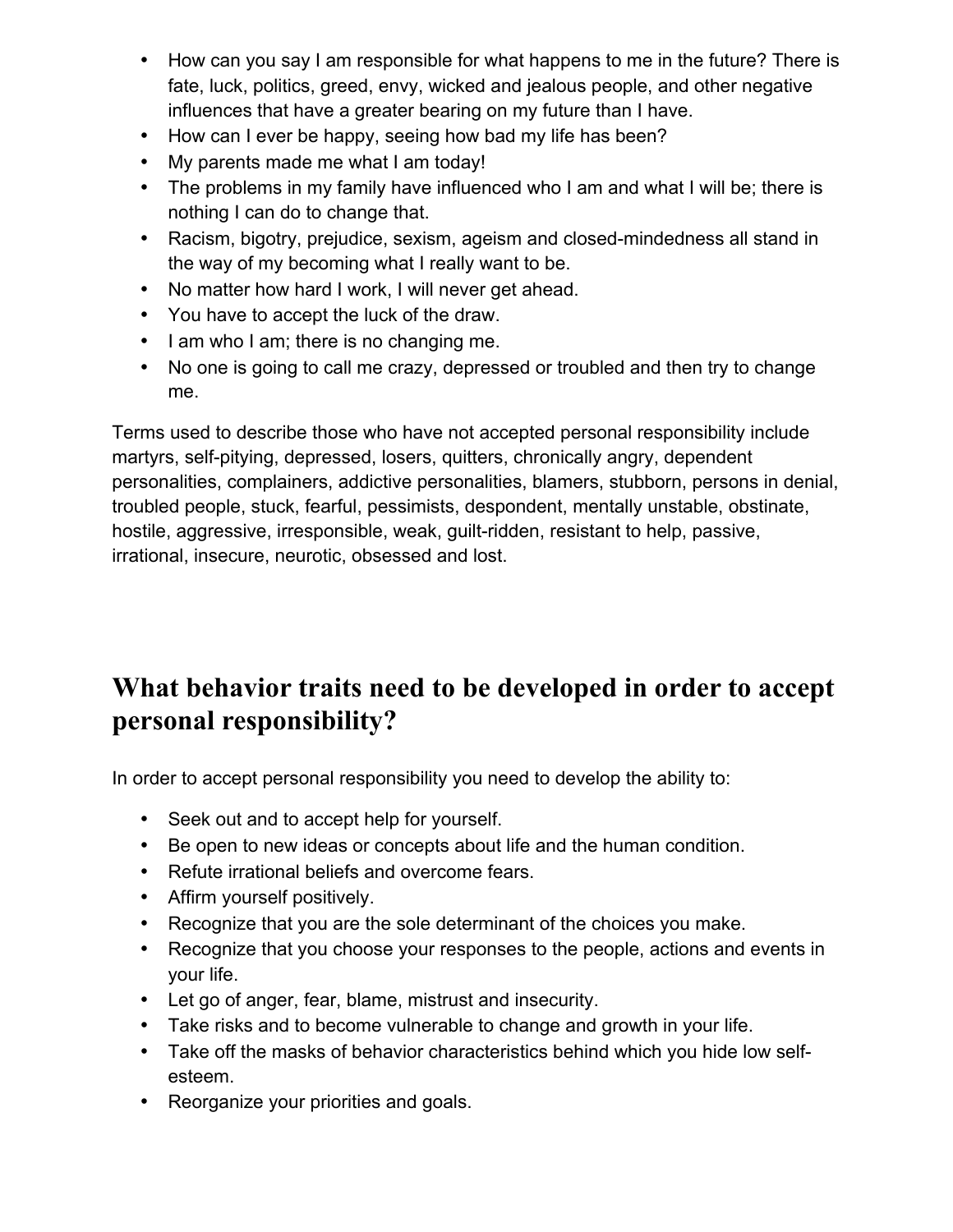- How can you say I am responsible for what happens to me in the future? There is fate, luck, politics, greed, envy, wicked and jealous people, and other negative influences that have a greater bearing on my future than I have.
- How can I ever be happy, seeing how bad my life has been?
- My parents made me what I am today!
- The problems in my family have influenced who I am and what I will be; there is nothing I can do to change that.
- Racism, bigotry, prejudice, sexism, ageism and closed-mindedness all stand in the way of my becoming what I really want to be.
- No matter how hard I work, I will never get ahead.
- You have to accept the luck of the draw.
- I am who I am; there is no changing me.
- No one is going to call me crazy, depressed or troubled and then try to change me.

Terms used to describe those who have not accepted personal responsibility include martyrs, self-pitying, depressed, losers, quitters, chronically angry, dependent personalities, complainers, addictive personalities, blamers, stubborn, persons in denial, troubled people, stuck, fearful, pessimists, despondent, mentally unstable, obstinate, hostile, aggressive, irresponsible, weak, guilt-ridden, resistant to help, passive, irrational, insecure, neurotic, obsessed and lost.

## What behavior traits need to be developed in order to accept personal responsibility?

In order to accept personal responsibility you need to develop the ability to:

- Seek out and to accept help for yourself.
- Be open to new ideas or concepts about life and the human condition.
- Refute irrational beliefs and overcome fears.
- Affirm yourself positively.
- Recognize that you are the sole determinant of the choices you make.
- Recognize that you choose your responses to the people, actions and events in your life.
- Let go of anger, fear, blame, mistrust and insecurity.
- Take risks and to become vulnerable to change and growth in your life.
- Take off the masks of behavior characteristics behind which you hide low self-esteem.
- Reorganize your priorities and goals.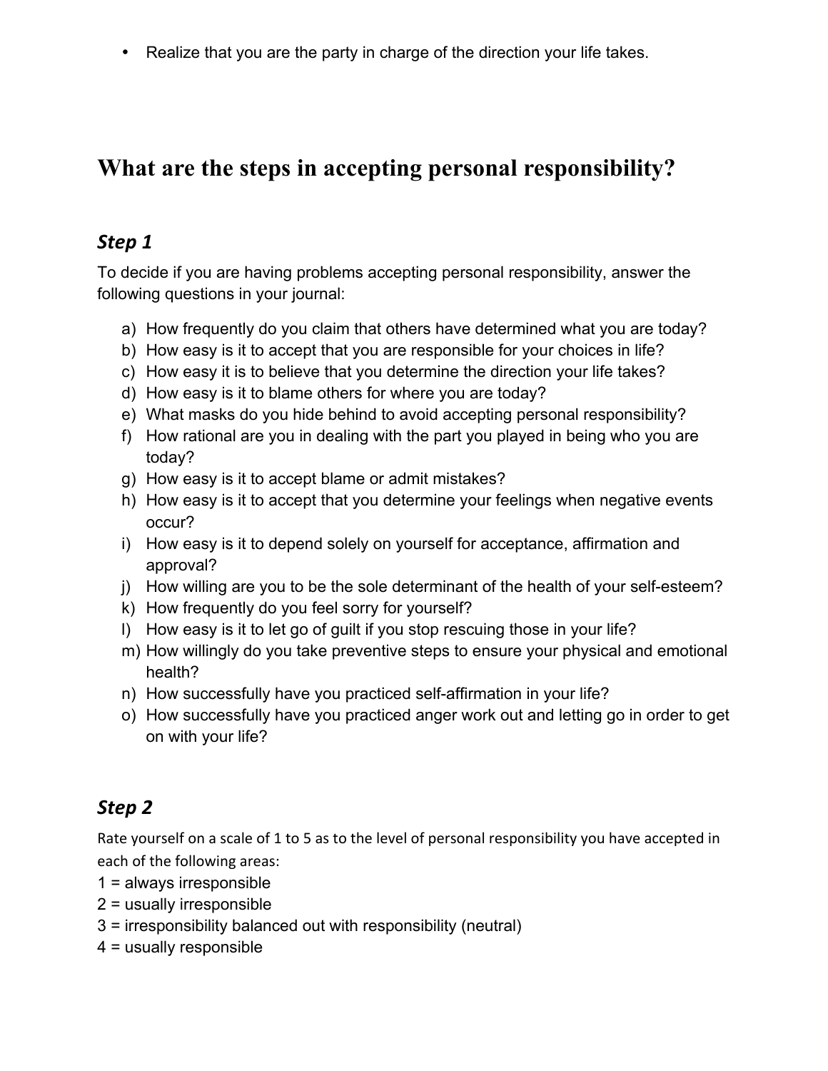- Realize that you are the party in charge of the direction your life takes.

## What are the steps in accepting personal responsibility?

### *Step 1*

To decide if you are having problems accepting personal responsibility, answer the following questions in your journal:

a) How frequently do you claim that others have determined what you are today?
b) How easy is it to accept that you are responsible for your choices in life?
c) How easy it is to believe that you determine the direction your life takes?
d) How easy is it to blame others for where you are today?
e) What masks do you hide behind to avoid accepting personal responsibility?
f) How rational are you in dealing with the part you played in being who you are today?
g) How easy is it to accept blame or admit mistakes?
h) How easy is it to accept that you determine your feelings when negative events occur?
i) How easy is it to depend solely on yourself for acceptance, affirmation and approval?
j) How willing are you to be the sole determinant of the health of your self-esteem?
k) How frequently do you feel sorry for yourself?
l) How easy is it to let go of guilt if you stop rescuing those in your life?
m) How willingly do you take preventive steps to ensure your physical and emotional health?
n) How successfully have you practiced self-affirmation in your life?
o) How successfully have you practiced anger work out and letting go in order to get on with your life?

### *Step 2*

Rate yourself on a scale of 1 to 5 as to the level of personal responsibility you have accepted in each of the following areas:

1 = always irresponsible
2 = usually irresponsible
3 = irresponsibility balanced out with responsibility (neutral)
4 = usually responsible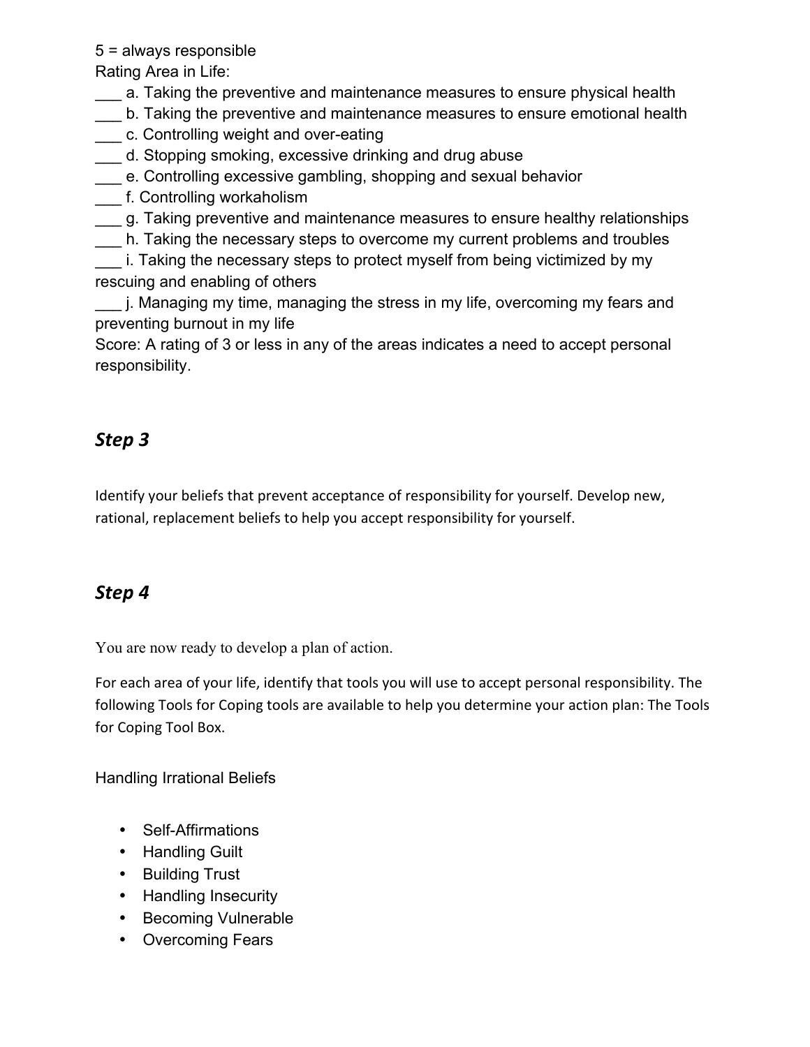5 = always responsible

Rating Area in Life:

___ a. Taking the preventive and maintenance measures to ensure physical health
___ b. Taking the preventive and maintenance measures to ensure emotional health
___ c. Controlling weight and over-eating
___ d. Stopping smoking, excessive drinking and drug abuse
___ e. Controlling excessive gambling, shopping and sexual behavior
___ f. Controlling workaholism
___ g. Taking preventive and maintenance measures to ensure healthy relationships
___ h. Taking the necessary steps to overcome my current problems and troubles
___ i. Taking the necessary steps to protect myself from being victimized by my rescuing and enabling of others
___ j. Managing my time, managing the stress in my life, overcoming my fears and preventing burnout in my life

Score: A rating of 3 or less in any of the areas indicates a need to accept personal responsibility.

## *Step 3*

Identify your beliefs that prevent acceptance of responsibility for yourself. Develop new, rational, replacement beliefs to help you accept responsibility for yourself.

## *Step 4*

You are now ready to develop a plan of action.

For each area of your life, identify that tools you will use to accept personal responsibility. The following Tools for Coping tools are available to help you determine your action plan: The Tools for Coping Tool Box.

Handling Irrational Beliefs

- Self-Affirmations
- Handling Guilt
- Building Trust
- Handling Insecurity
- Becoming Vulnerable
- Overcoming Fears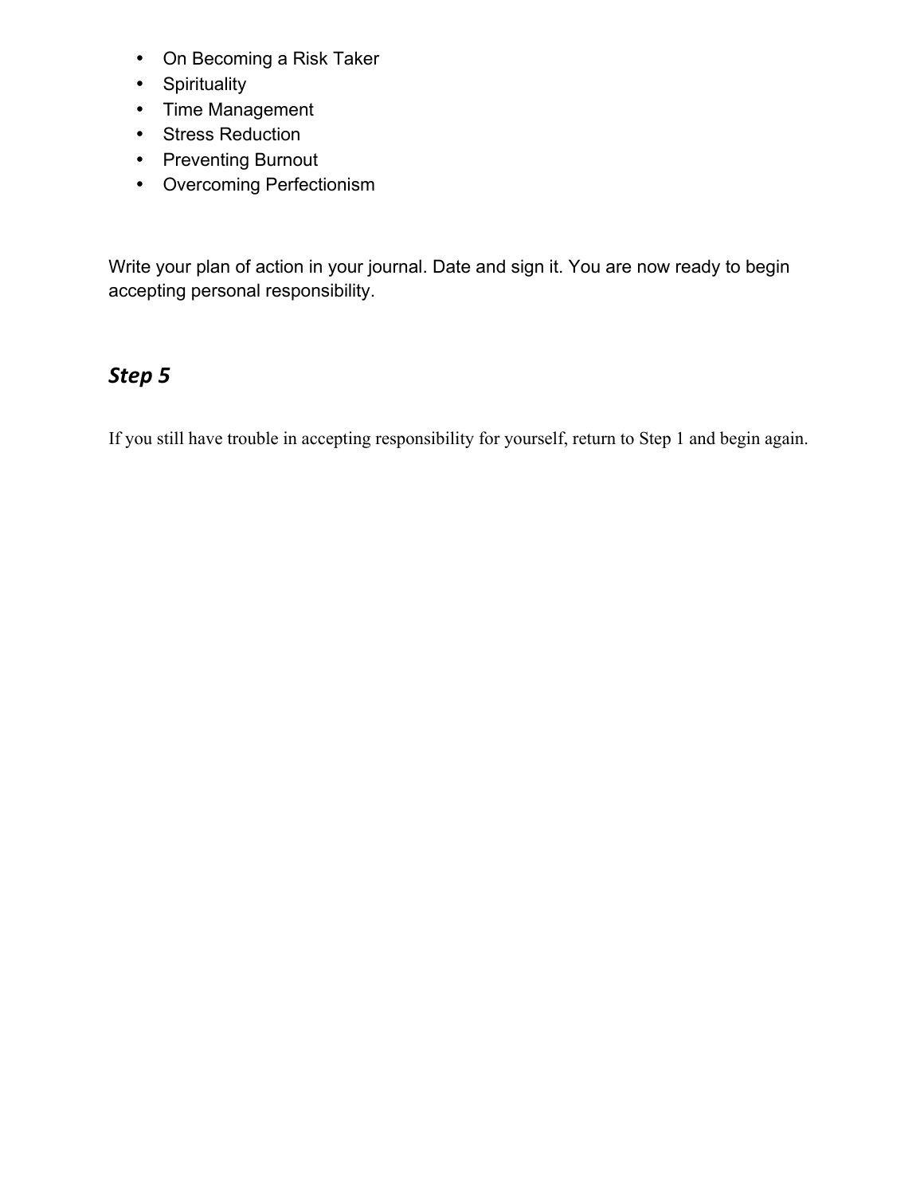- On Becoming a Risk Taker
- Spirituality
- Time Management
- Stress Reduction
- Preventing Burnout
- Overcoming Perfectionism

Write your plan of action in your journal. Date and sign it. You are now ready to begin accepting personal responsibility.

## *Step 5*

If you still have trouble in accepting responsibility for yourself, return to Step 1 and begin again.